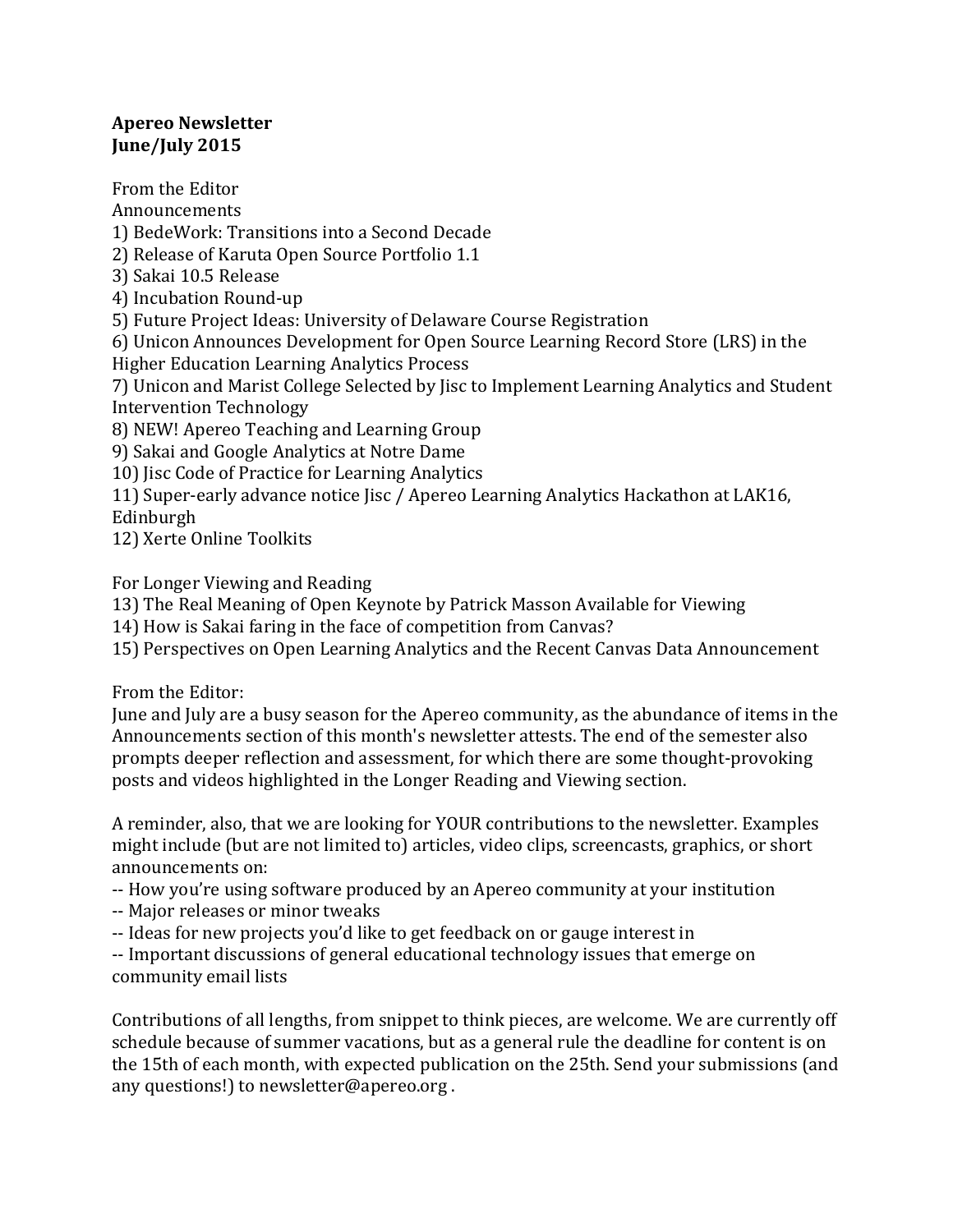**Apereo Newsletter**
**June/July 2015**

From the Editor

Announcements

1) BedeWork: Transitions into a Second Decade
2) Release of Karuta Open Source Portfolio 1.1
3) Sakai 10.5 Release
4) Incubation Round-up
5) Future Project Ideas: University of Delaware Course Registration
6) Unicon Announces Development for Open Source Learning Record Store (LRS) in the Higher Education Learning Analytics Process
7) Unicon and Marist College Selected by Jisc to Implement Learning Analytics and Student Intervention Technology
8) NEW! Apereo Teaching and Learning Group
9) Sakai and Google Analytics at Notre Dame
10) Jisc Code of Practice for Learning Analytics
11) Super-early advance notice Jisc / Apereo Learning Analytics Hackathon at LAK16, Edinburgh
12) Xerte Online Toolkits

For Longer Viewing and Reading

13) The Real Meaning of Open Keynote by Patrick Masson Available for Viewing
14) How is Sakai faring in the face of competition from Canvas?
15) Perspectives on Open Learning Analytics and the Recent Canvas Data Announcement

From the Editor:

June and July are a busy season for the Apereo community, as the abundance of items in the Announcements section of this month's newsletter attests. The end of the semester also prompts deeper reflection and assessment, for which there are some thought-provoking posts and videos highlighted in the Longer Reading and Viewing section.

A reminder, also, that we are looking for YOUR contributions to the newsletter. Examples might include (but are not limited to) articles, video clips, screencasts, graphics, or short announcements on:

-- How you're using software produced by an Apereo community at your institution
-- Major releases or minor tweaks
-- Ideas for new projects you'd like to get feedback on or gauge interest in
-- Important discussions of general educational technology issues that emerge on community email lists

Contributions of all lengths, from snippet to think pieces, are welcome. We are currently off schedule because of summer vacations, but as a general rule the deadline for content is on the 15th of each month, with expected publication on the 25th. Send your submissions (and any questions!) to newsletter@apereo.org .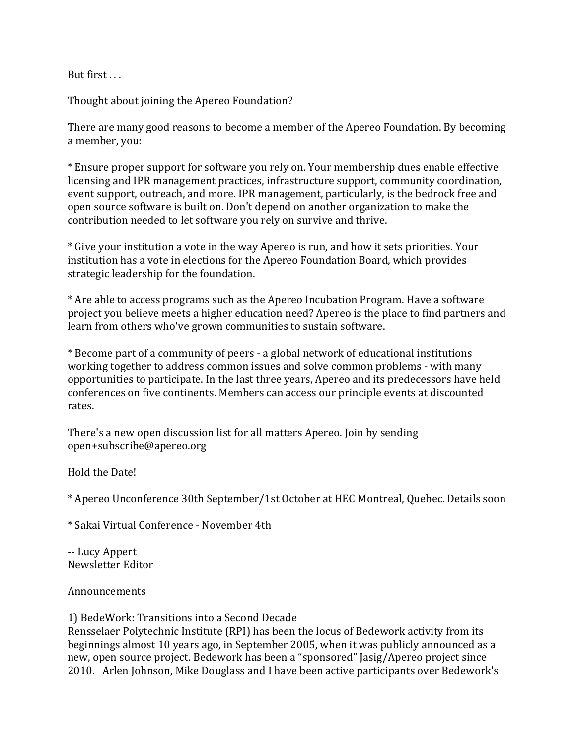But first . . .

Thought about joining the Apereo Foundation?

There are many good reasons to become a member of the Apereo Foundation. By becoming a member, you:

* Ensure proper support for software you rely on. Your membership dues enable effective licensing and IPR management practices, infrastructure support, community coordination, event support, outreach, and more. IPR management, particularly, is the bedrock free and open source software is built on. Don't depend on another organization to make the contribution needed to let software you rely on survive and thrive.

* Give your institution a vote in the way Apereo is run, and how it sets priorities. Your institution has a vote in elections for the Apereo Foundation Board, which provides strategic leadership for the foundation.

* Are able to access programs such as the Apereo Incubation Program. Have a software project you believe meets a higher education need? Apereo is the place to find partners and learn from others who've grown communities to sustain software.

* Become part of a community of peers - a global network of educational institutions working together to address common issues and solve common problems - with many opportunities to participate. In the last three years, Apereo and its predecessors have held conferences on five continents. Members can access our principle events at discounted rates.

There's a new open discussion list for all matters Apereo. Join by sending open+subscribe@apereo.org

Hold the Date!

* Apereo Unconference 30th September/1st October at HEC Montreal, Quebec. Details soon

* Sakai Virtual Conference - November 4th

-- Lucy Appert
Newsletter Editor

Announcements

1) BedeWork: Transitions into a Second Decade
Rensselaer Polytechnic Institute (RPI) has been the locus of Bedework activity from its beginnings almost 10 years ago, in September 2005, when it was publicly announced as a new, open source project. Bedework has been a "sponsored" Jasig/Apereo project since 2010. Arlen Johnson, Mike Douglass and I have been active participants over Bedework's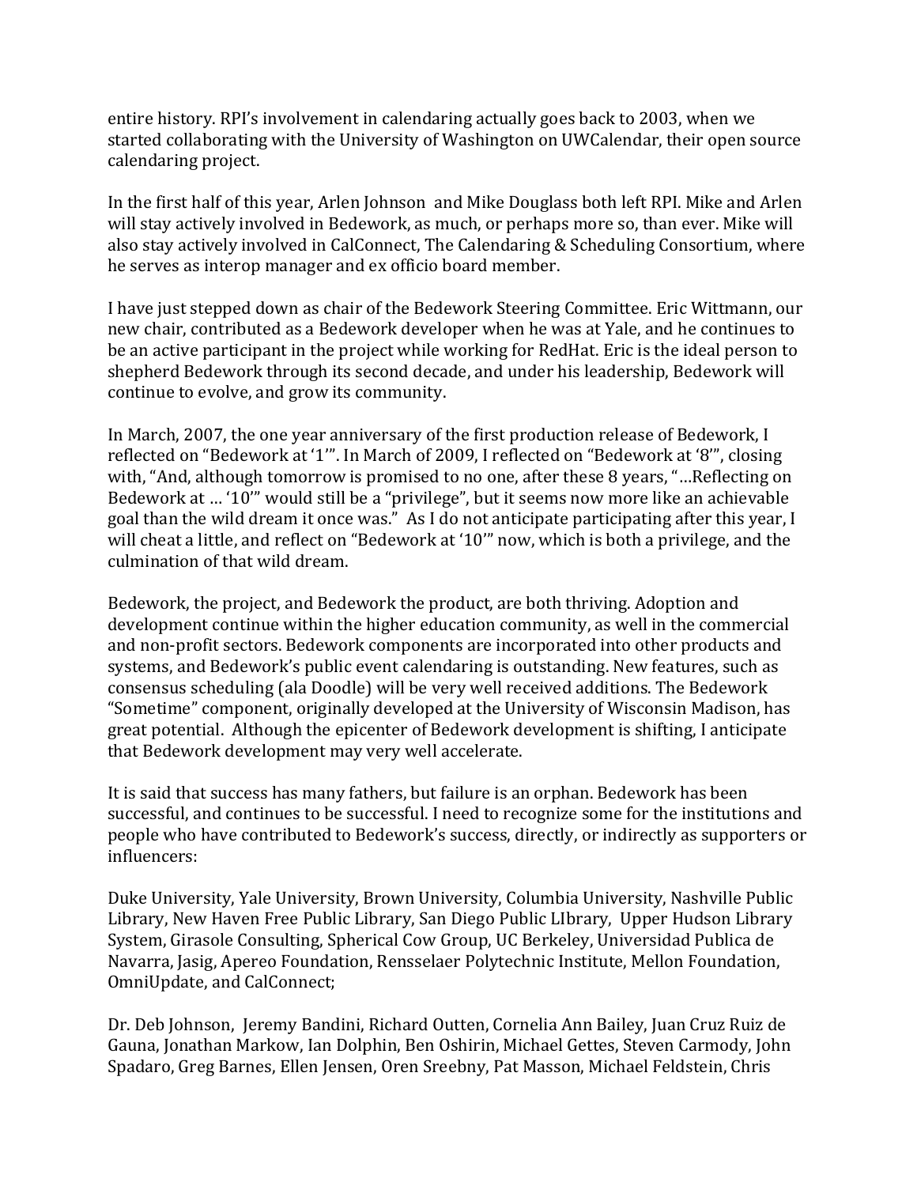entire history. RPI's involvement in calendaring actually goes back to 2003, when we started collaborating with the University of Washington on UWCalendar, their open source calendaring project.

In the first half of this year, Arlen Johnson and Mike Douglass both left RPI. Mike and Arlen will stay actively involved in Bedework, as much, or perhaps more so, than ever. Mike will also stay actively involved in CalConnect, The Calendaring & Scheduling Consortium, where he serves as interop manager and ex officio board member.

I have just stepped down as chair of the Bedework Steering Committee. Eric Wittmann, our new chair, contributed as a Bedework developer when he was at Yale, and he continues to be an active participant in the project while working for RedHat. Eric is the ideal person to shepherd Bedework through its second decade, and under his leadership, Bedework will continue to evolve, and grow its community.

In March, 2007, the one year anniversary of the first production release of Bedework, I reflected on "Bedework at '1'". In March of 2009, I reflected on "Bedework at '8'", closing with, "And, although tomorrow is promised to no one, after these 8 years, "…Reflecting on Bedework at … '10'" would still be a "privilege", but it seems now more like an achievable goal than the wild dream it once was." As I do not anticipate participating after this year, I will cheat a little, and reflect on "Bedework at '10'" now, which is both a privilege, and the culmination of that wild dream.

Bedework, the project, and Bedework the product, are both thriving. Adoption and development continue within the higher education community, as well in the commercial and non-profit sectors. Bedework components are incorporated into other products and systems, and Bedework's public event calendaring is outstanding. New features, such as consensus scheduling (ala Doodle) will be very well received additions. The Bedework "Sometime" component, originally developed at the University of Wisconsin Madison, has great potential. Although the epicenter of Bedework development is shifting, I anticipate that Bedework development may very well accelerate.

It is said that success has many fathers, but failure is an orphan. Bedework has been successful, and continues to be successful. I need to recognize some for the institutions and people who have contributed to Bedework's success, directly, or indirectly as supporters or influencers:

Duke University, Yale University, Brown University, Columbia University, Nashville Public Library, New Haven Free Public Library, San Diego Public LIbrary, Upper Hudson Library System, Girasole Consulting, Spherical Cow Group, UC Berkeley, Universidad Publica de Navarra, Jasig, Apereo Foundation, Rensselaer Polytechnic Institute, Mellon Foundation, OmniUpdate, and CalConnect;

Dr. Deb Johnson, Jeremy Bandini, Richard Outten, Cornelia Ann Bailey, Juan Cruz Ruiz de Gauna, Jonathan Markow, Ian Dolphin, Ben Oshirin, Michael Gettes, Steven Carmody, John Spadaro, Greg Barnes, Ellen Jensen, Oren Sreebny, Pat Masson, Michael Feldstein, Chris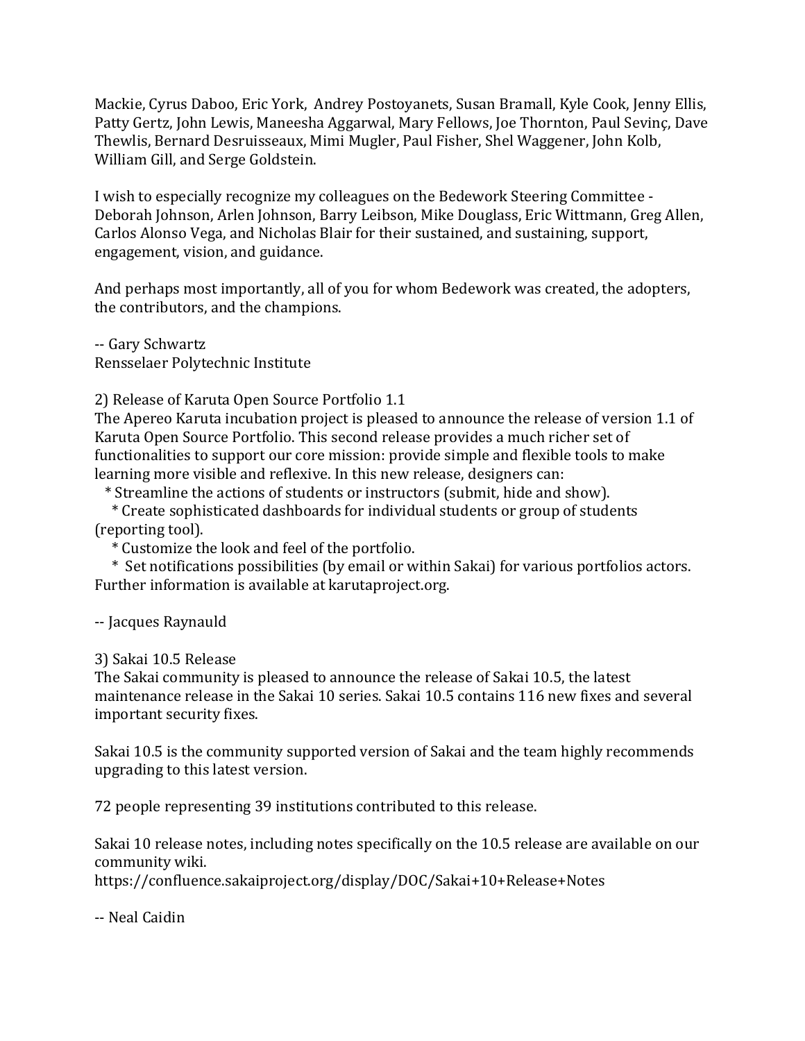Mackie, Cyrus Daboo, Eric York, Andrey Postoyanets, Susan Bramall, Kyle Cook, Jenny Ellis, Patty Gertz, John Lewis, Maneesha Aggarwal, Mary Fellows, Joe Thornton, Paul Sevinç, Dave Thewlis, Bernard Desruisseaux, Mimi Mugler, Paul Fisher, Shel Waggener, John Kolb, William Gill, and Serge Goldstein.

I wish to especially recognize my colleagues on the Bedework Steering Committee - Deborah Johnson, Arlen Johnson, Barry Leibson, Mike Douglass, Eric Wittmann, Greg Allen, Carlos Alonso Vega, and Nicholas Blair for their sustained, and sustaining, support, engagement, vision, and guidance.

And perhaps most importantly, all of you for whom Bedework was created, the adopters, the contributors, and the champions.

-- Gary Schwartz
Rensselaer Polytechnic Institute

2) Release of Karuta Open Source Portfolio 1.1
The Apereo Karuta incubation project is pleased to announce the release of version 1.1 of Karuta Open Source Portfolio. This second release provides a much richer set of functionalities to support our core mission: provide simple and flexible tools to make learning more visible and reflexive. In this new release, designers can:

* Streamline the actions of students or instructors (submit, hide and show).
* Create sophisticated dashboards for individual students or group of students (reporting tool).
* Customize the look and feel of the portfolio.
* Set notifications possibilities (by email or within Sakai) for various portfolios actors.

Further information is available at karutaproject.org.

-- Jacques Raynauld

3) Sakai 10.5 Release
The Sakai community is pleased to announce the release of Sakai 10.5, the latest maintenance release in the Sakai 10 series. Sakai 10.5 contains 116 new fixes and several important security fixes.

Sakai 10.5 is the community supported version of Sakai and the team highly recommends upgrading to this latest version.

72 people representing 39 institutions contributed to this release.

Sakai 10 release notes, including notes specifically on the 10.5 release are available on our community wiki.
https://confluence.sakaiproject.org/display/DOC/Sakai+10+Release+Notes

-- Neal Caidin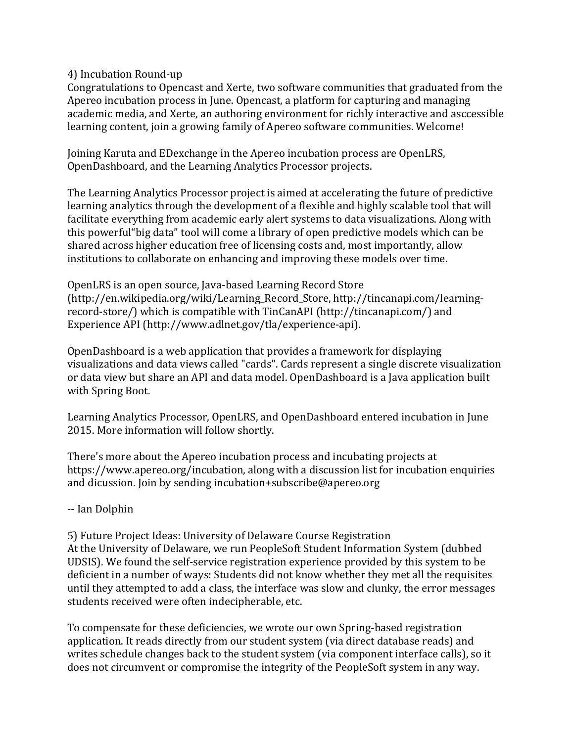4) Incubation Round-up

Congratulations to Opencast and Xerte, two software communities that graduated from the Apereo incubation process in June. Opencast, a platform for capturing and managing academic media, and Xerte, an authoring environment for richly interactive and asccessible learning content, join a growing family of Apereo software communities. Welcome!

Joining Karuta and EDexchange in the Apereo incubation process are OpenLRS, OpenDashboard, and the Learning Analytics Processor projects.

The Learning Analytics Processor project is aimed at accelerating the future of predictive learning analytics through the development of a flexible and highly scalable tool that will facilitate everything from academic early alert systems to data visualizations. Along with this powerful"big data" tool will come a library of open predictive models which can be shared across higher education free of licensing costs and, most importantly, allow institutions to collaborate on enhancing and improving these models over time.

OpenLRS is an open source, Java-based Learning Record Store (http://en.wikipedia.org/wiki/Learning_Record_Store, http://tincanapi.com/learning-record-store/) which is compatible with TinCanAPI (http://tincanapi.com/) and Experience API (http://www.adlnet.gov/tla/experience-api).

OpenDashboard is a web application that provides a framework for displaying visualizations and data views called "cards". Cards represent a single discrete visualization or data view but share an API and data model. OpenDashboard is a Java application built with Spring Boot.

Learning Analytics Processor, OpenLRS, and OpenDashboard entered incubation in June 2015. More information will follow shortly.

There's more about the Apereo incubation process and incubating projects at https://www.apereo.org/incubation, along with a discussion list for incubation enquiries and dicussion. Join by sending incubation+subscribe@apereo.org

-- Ian Dolphin

5) Future Project Ideas: University of Delaware Course Registration

At the University of Delaware, we run PeopleSoft Student Information System (dubbed UDSIS). We found the self-service registration experience provided by this system to be deficient in a number of ways: Students did not know whether they met all the requisites until they attempted to add a class, the interface was slow and clunky, the error messages students received were often indecipherable, etc.

To compensate for these deficiencies, we wrote our own Spring-based registration application. It reads directly from our student system (via direct database reads) and writes schedule changes back to the student system (via component interface calls), so it does not circumvent or compromise the integrity of the PeopleSoft system in any way.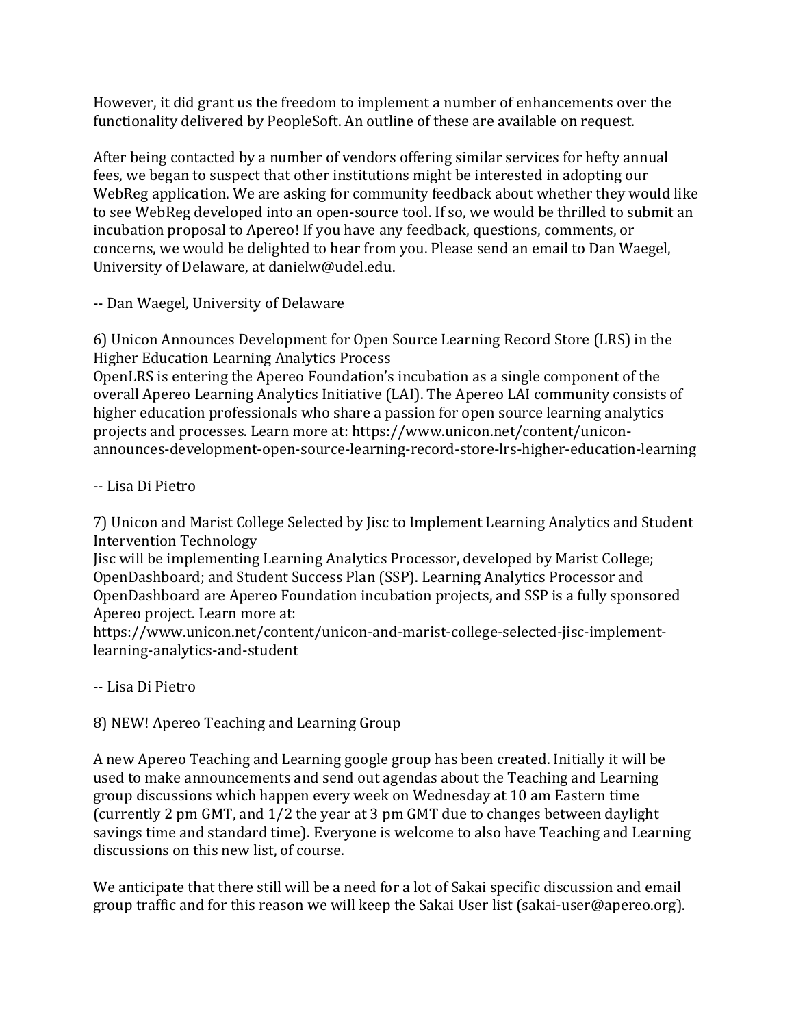However, it did grant us the freedom to implement a number of enhancements over the functionality delivered by PeopleSoft. An outline of these are available on request.

After being contacted by a number of vendors offering similar services for hefty annual fees, we began to suspect that other institutions might be interested in adopting our WebReg application. We are asking for community feedback about whether they would like to see WebReg developed into an open-source tool. If so, we would be thrilled to submit an incubation proposal to Apereo! If you have any feedback, questions, comments, or concerns, we would be delighted to hear from you. Please send an email to Dan Waegel, University of Delaware, at danielw@udel.edu.

-- Dan Waegel, University of Delaware

6) Unicon Announces Development for Open Source Learning Record Store (LRS) in the Higher Education Learning Analytics Process

OpenLRS is entering the Apereo Foundation's incubation as a single component of the overall Apereo Learning Analytics Initiative (LAI). The Apereo LAI community consists of higher education professionals who share a passion for open source learning analytics projects and processes. Learn more at: https://www.unicon.net/content/unicon-announces-development-open-source-learning-record-store-lrs-higher-education-learning

-- Lisa Di Pietro

7) Unicon and Marist College Selected by Jisc to Implement Learning Analytics and Student Intervention Technology

Jisc will be implementing Learning Analytics Processor, developed by Marist College; OpenDashboard; and Student Success Plan (SSP). Learning Analytics Processor and OpenDashboard are Apereo Foundation incubation projects, and SSP is a fully sponsored Apereo project. Learn more at:
https://www.unicon.net/content/unicon-and-marist-college-selected-jisc-implement-learning-analytics-and-student

-- Lisa Di Pietro

8) NEW! Apereo Teaching and Learning Group

A new Apereo Teaching and Learning google group has been created. Initially it will be used to make announcements and send out agendas about the Teaching and Learning group discussions which happen every week on Wednesday at 10 am Eastern time (currently 2 pm GMT, and 1/2 the year at 3 pm GMT due to changes between daylight savings time and standard time). Everyone is welcome to also have Teaching and Learning discussions on this new list, of course.

We anticipate that there still will be a need for a lot of Sakai specific discussion and email group traffic and for this reason we will keep the Sakai User list (sakai-user@apereo.org).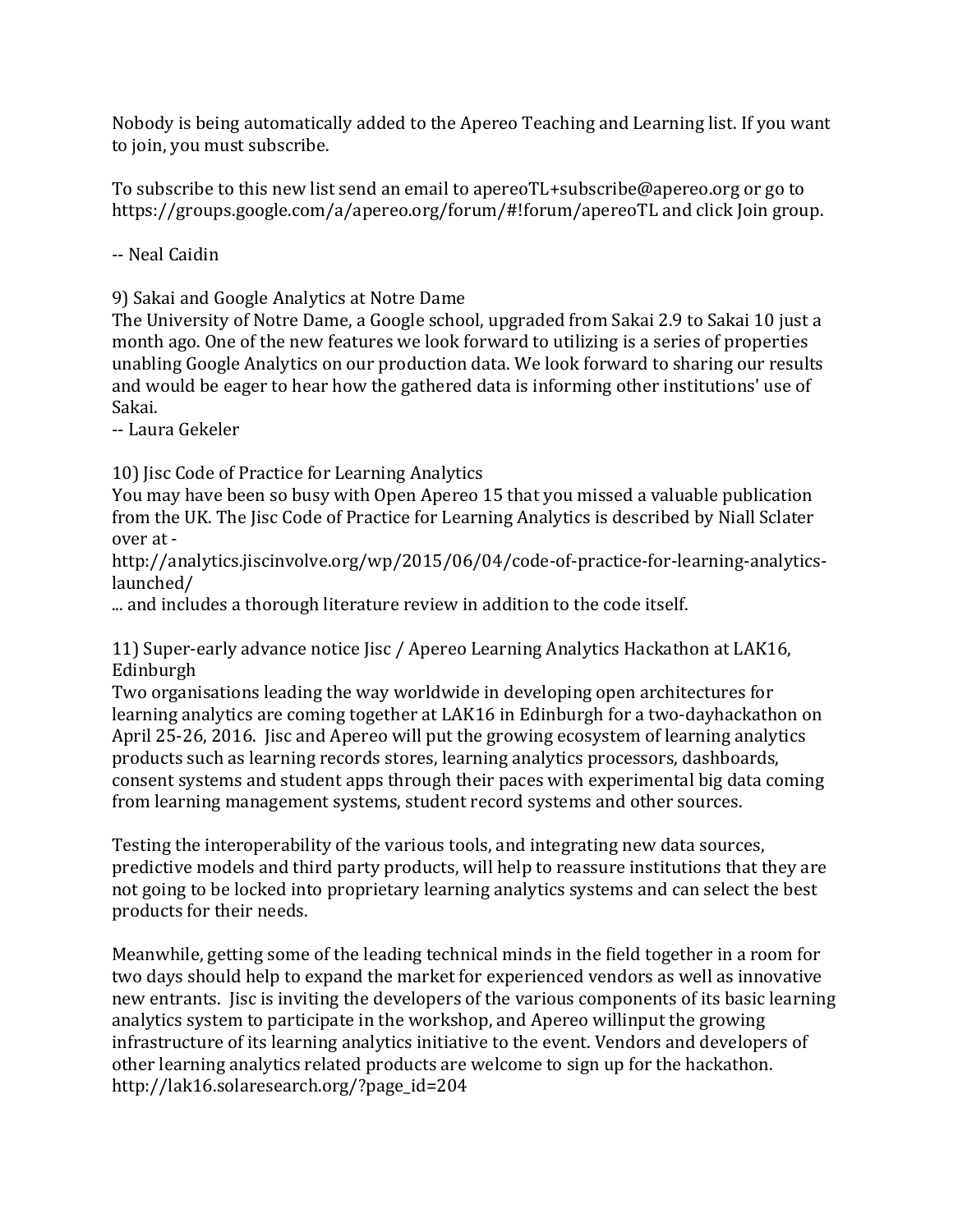Nobody is being automatically added to the Apereo Teaching and Learning list. If you want to join, you must subscribe.

To subscribe to this new list send an email to apereoTL+subscribe@apereo.org or go to https://groups.google.com/a/apereo.org/forum/#!forum/apereoTL and click Join group.

-- Neal Caidin

9) Sakai and Google Analytics at Notre Dame
The University of Notre Dame, a Google school, upgraded from Sakai 2.9 to Sakai 10 just a month ago. One of the new features we look forward to utilizing is a series of properties unabling Google Analytics on our production data. We look forward to sharing our results and would be eager to hear how the gathered data is informing other institutions' use of Sakai.
-- Laura Gekeler

10) Jisc Code of Practice for Learning Analytics
You may have been so busy with Open Apereo 15 that you missed a valuable publication from the UK. The Jisc Code of Practice for Learning Analytics is described by Niall Sclater over at -
http://analytics.jiscinvolve.org/wp/2015/06/04/code-of-practice-for-learning-analytics-launched/
... and includes a thorough literature review in addition to the code itself.

11) Super-early advance notice Jisc / Apereo Learning Analytics Hackathon at LAK16, Edinburgh
Two organisations leading the way worldwide in developing open architectures for learning analytics are coming together at LAK16 in Edinburgh for a two-dayhackathon on April 25-26, 2016. Jisc and Apereo will put the growing ecosystem of learning analytics products such as learning records stores, learning analytics processors, dashboards, consent systems and student apps through their paces with experimental big data coming from learning management systems, student record systems and other sources.

Testing the interoperability of the various tools, and integrating new data sources, predictive models and third party products, will help to reassure institutions that they are not going to be locked into proprietary learning analytics systems and can select the best products for their needs.

Meanwhile, getting some of the leading technical minds in the field together in a room for two days should help to expand the market for experienced vendors as well as innovative new entrants. Jisc is inviting the developers of the various components of its basic learning analytics system to participate in the workshop, and Apereo willinput the growing infrastructure of its learning analytics initiative to the event. Vendors and developers of other learning analytics related products are welcome to sign up for the hackathon.
http://lak16.solaresearch.org/?page_id=204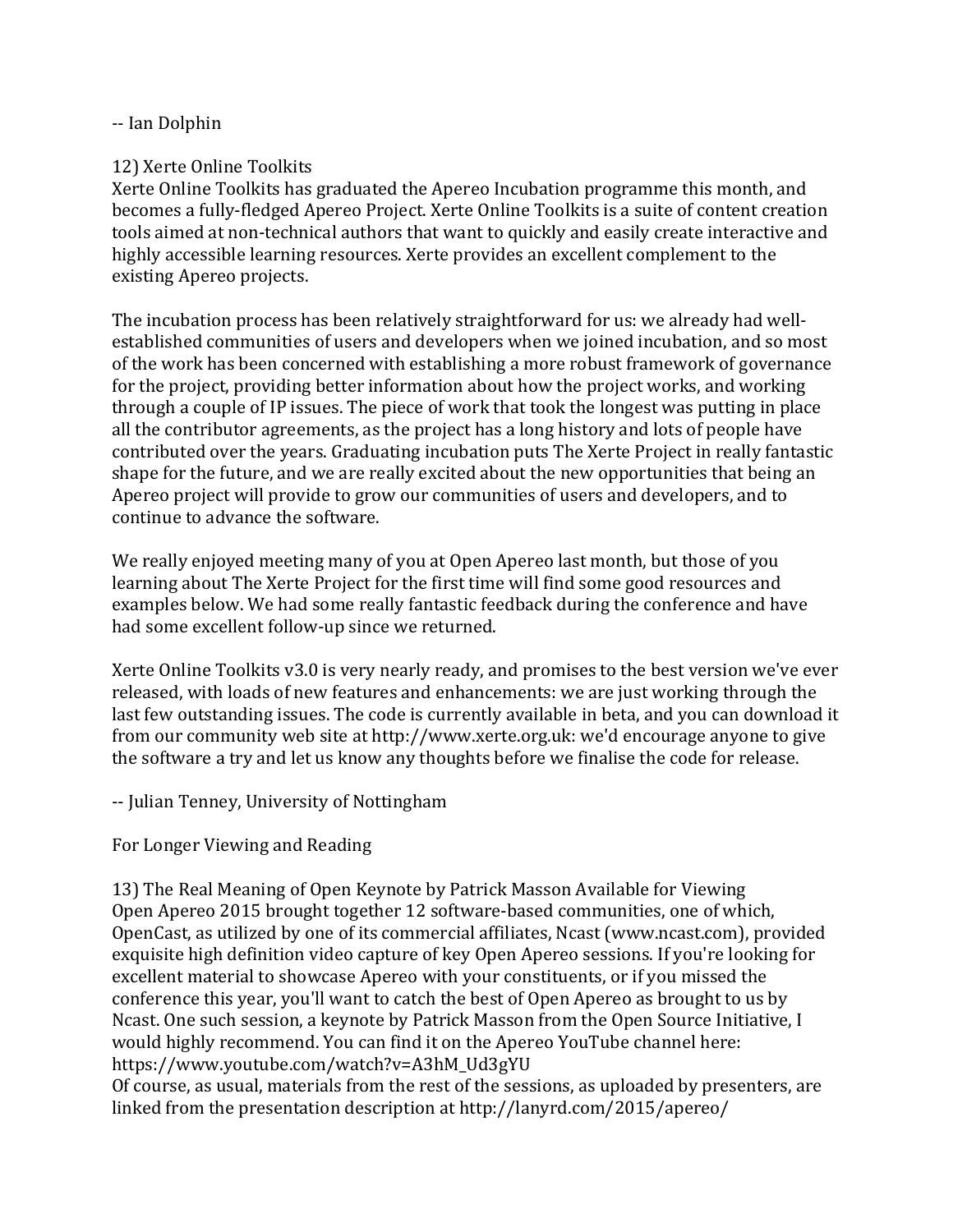-- Ian Dolphin

12) Xerte Online Toolkits

Xerte Online Toolkits has graduated the Apereo Incubation programme this month, and becomes a fully-fledged Apereo Project. Xerte Online Toolkits is a suite of content creation tools aimed at non-technical authors that want to quickly and easily create interactive and highly accessible learning resources. Xerte provides an excellent complement to the existing Apereo projects.

The incubation process has been relatively straightforward for us: we already had well-established communities of users and developers when we joined incubation, and so most of the work has been concerned with establishing a more robust framework of governance for the project, providing better information about how the project works, and working through a couple of IP issues. The piece of work that took the longest was putting in place all the contributor agreements, as the project has a long history and lots of people have contributed over the years. Graduating incubation puts The Xerte Project in really fantastic shape for the future, and we are really excited about the new opportunities that being an Apereo project will provide to grow our communities of users and developers, and to continue to advance the software.

We really enjoyed meeting many of you at Open Apereo last month, but those of you learning about The Xerte Project for the first time will find some good resources and examples below. We had some really fantastic feedback during the conference and have had some excellent follow-up since we returned.

Xerte Online Toolkits v3.0 is very nearly ready, and promises to the best version we've ever released, with loads of new features and enhancements: we are just working through the last few outstanding issues. The code is currently available in beta, and you can download it from our community web site at http://www.xerte.org.uk: we'd encourage anyone to give the software a try and let us know any thoughts before we finalise the code for release.

-- Julian Tenney, University of Nottingham

For Longer Viewing and Reading

13) The Real Meaning of Open Keynote by Patrick Masson Available for Viewing

Open Apereo 2015 brought together 12 software-based communities, one of which, OpenCast, as utilized by one of its commercial affiliates, Ncast (www.ncast.com), provided exquisite high definition video capture of key Open Apereo sessions. If you're looking for excellent material to showcase Apereo with your constituents, or if you missed the conference this year, you'll want to catch the best of Open Apereo as brought to us by Ncast. One such session, a keynote by Patrick Masson from the Open Source Initiative, I would highly recommend. You can find it on the Apereo YouTube channel here: https://www.youtube.com/watch?v=A3hM_Ud3gYU

Of course, as usual, materials from the rest of the sessions, as uploaded by presenters, are linked from the presentation description at http://lanyrd.com/2015/apereo/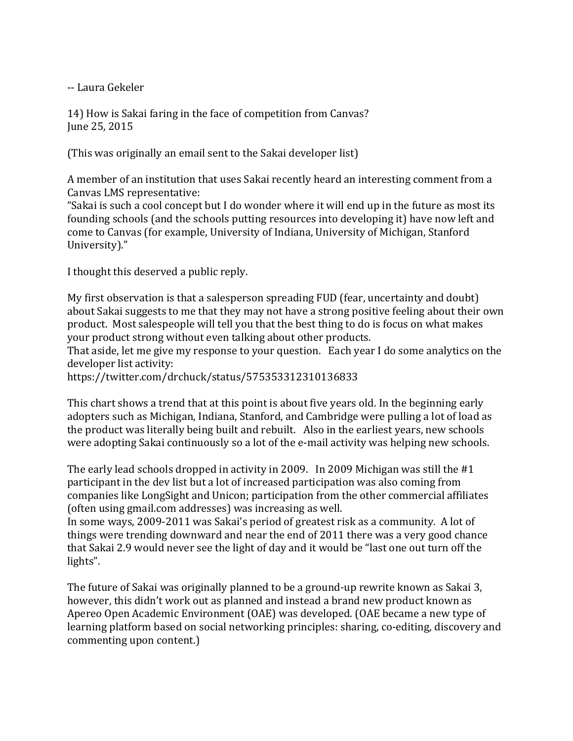-- Laura Gekeler

## 14) How is Sakai faring in the face of competition from Canvas?

June 25, 2015

(This was originally an email sent to the Sakai developer list)

A member of an institution that uses Sakai recently heard an interesting comment from a Canvas LMS representative:
"Sakai is such a cool concept but I do wonder where it will end up in the future as most its founding schools (and the schools putting resources into developing it) have now left and come to Canvas (for example, University of Indiana, University of Michigan, Stanford University)."

I thought this deserved a public reply.

My first observation is that a salesperson spreading FUD (fear, uncertainty and doubt) about Sakai suggests to me that they may not have a strong positive feeling about their own product. Most salespeople will tell you that the best thing to do is focus on what makes your product strong without even talking about other products.
That aside, let me give my response to your question. Each year I do some analytics on the developer list activity:
https://twitter.com/drchuck/status/575353312310136833

This chart shows a trend that at this point is about five years old. In the beginning early adopters such as Michigan, Indiana, Stanford, and Cambridge were pulling a lot of load as the product was literally being built and rebuilt. Also in the earliest years, new schools were adopting Sakai continuously so a lot of the e-mail activity was helping new schools.

The early lead schools dropped in activity in 2009. In 2009 Michigan was still the #1 participant in the dev list but a lot of increased participation was also coming from companies like LongSight and Unicon; participation from the other commercial affiliates (often using gmail.com addresses) was increasing as well.
In some ways, 2009-2011 was Sakai's period of greatest risk as a community. A lot of things were trending downward and near the end of 2011 there was a very good chance that Sakai 2.9 would never see the light of day and it would be "last one out turn off the lights".

The future of Sakai was originally planned to be a ground-up rewrite known as Sakai 3, however, this didn't work out as planned and instead a brand new product known as Apereo Open Academic Environment (OAE) was developed. (OAE became a new type of learning platform based on social networking principles: sharing, co-editing, discovery and commenting upon content.)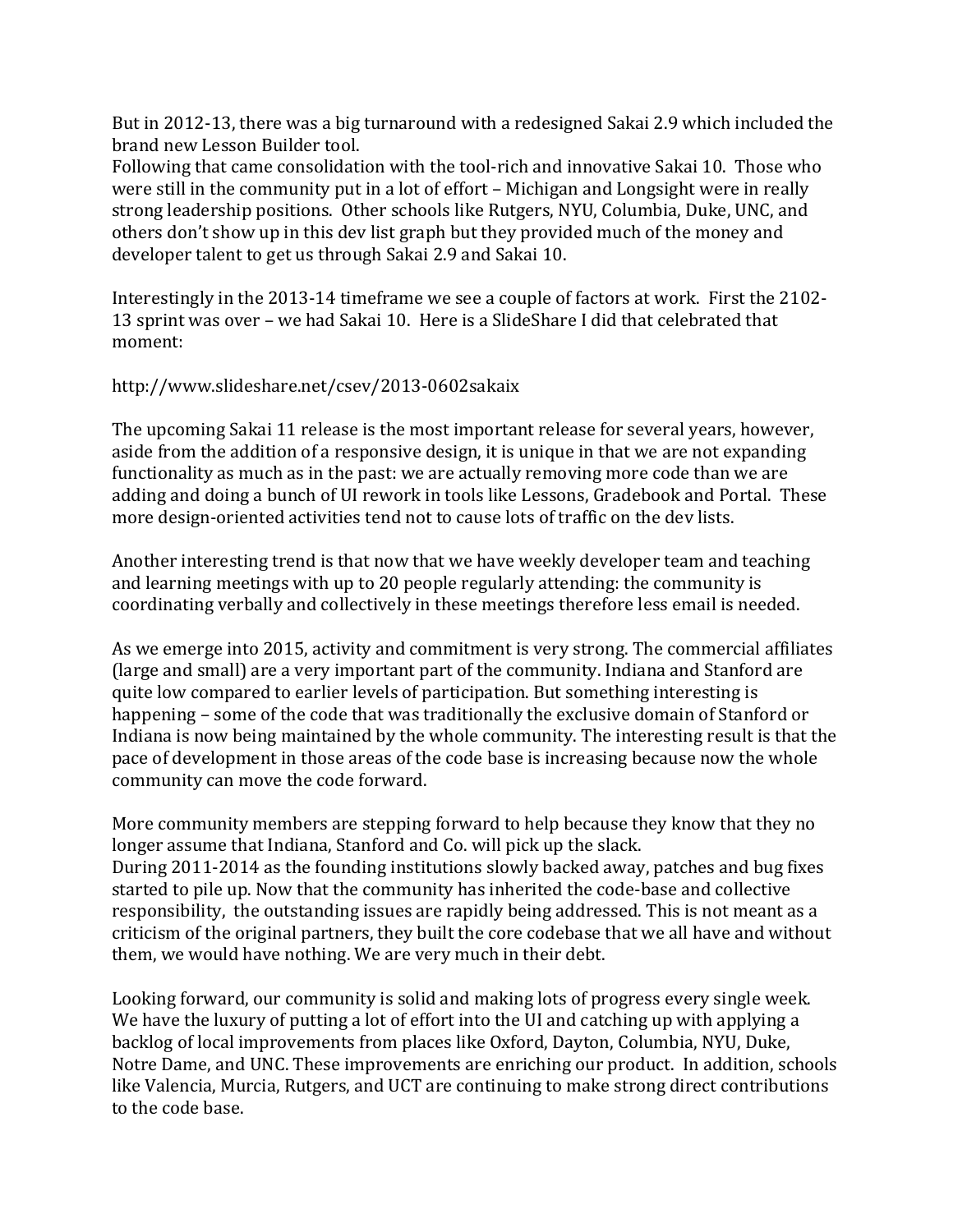But in 2012-13, there was a big turnaround with a redesigned Sakai 2.9 which included the brand new Lesson Builder tool.
Following that came consolidation with the tool-rich and innovative Sakai 10. Those who were still in the community put in a lot of effort – Michigan and Longsight were in really strong leadership positions. Other schools like Rutgers, NYU, Columbia, Duke, UNC, and others don't show up in this dev list graph but they provided much of the money and developer talent to get us through Sakai 2.9 and Sakai 10.

Interestingly in the 2013-14 timeframe we see a couple of factors at work. First the 2102-13 sprint was over – we had Sakai 10. Here is a SlideShare I did that celebrated that moment:

http://www.slideshare.net/csev/2013-0602sakaix

The upcoming Sakai 11 release is the most important release for several years, however, aside from the addition of a responsive design, it is unique in that we are not expanding functionality as much as in the past: we are actually removing more code than we are adding and doing a bunch of UI rework in tools like Lessons, Gradebook and Portal. These more design-oriented activities tend not to cause lots of traffic on the dev lists.

Another interesting trend is that now that we have weekly developer team and teaching and learning meetings with up to 20 people regularly attending: the community is coordinating verbally and collectively in these meetings therefore less email is needed.

As we emerge into 2015, activity and commitment is very strong. The commercial affiliates (large and small) are a very important part of the community. Indiana and Stanford are quite low compared to earlier levels of participation. But something interesting is happening – some of the code that was traditionally the exclusive domain of Stanford or Indiana is now being maintained by the whole community. The interesting result is that the pace of development in those areas of the code base is increasing because now the whole community can move the code forward.

More community members are stepping forward to help because they know that they no longer assume that Indiana, Stanford and Co. will pick up the slack.
During 2011-2014 as the founding institutions slowly backed away, patches and bug fixes started to pile up. Now that the community has inherited the code-base and collective responsibility, the outstanding issues are rapidly being addressed. This is not meant as a criticism of the original partners, they built the core codebase that we all have and without them, we would have nothing. We are very much in their debt.

Looking forward, our community is solid and making lots of progress every single week. We have the luxury of putting a lot of effort into the UI and catching up with applying a backlog of local improvements from places like Oxford, Dayton, Columbia, NYU, Duke, Notre Dame, and UNC. These improvements are enriching our product. In addition, schools like Valencia, Murcia, Rutgers, and UCT are continuing to make strong direct contributions to the code base.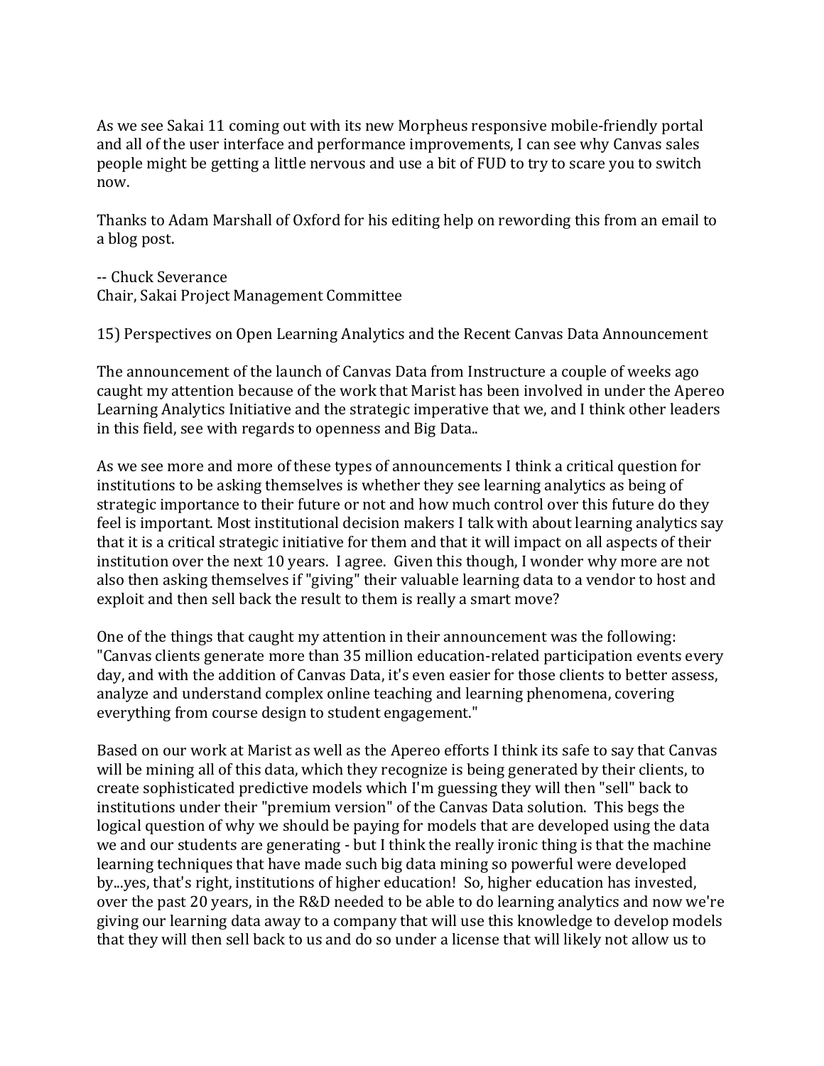As we see Sakai 11 coming out with its new Morpheus responsive mobile-friendly portal and all of the user interface and performance improvements, I can see why Canvas sales people might be getting a little nervous and use a bit of FUD to try to scare you to switch now.

Thanks to Adam Marshall of Oxford for his editing help on rewording this from an email to a blog post.

-- Chuck Severance
Chair, Sakai Project Management Committee

15) Perspectives on Open Learning Analytics and the Recent Canvas Data Announcement

The announcement of the launch of Canvas Data from Instructure a couple of weeks ago caught my attention because of the work that Marist has been involved in under the Apereo Learning Analytics Initiative and the strategic imperative that we, and I think other leaders in this field, see with regards to openness and Big Data..

As we see more and more of these types of announcements I think a critical question for institutions to be asking themselves is whether they see learning analytics as being of strategic importance to their future or not and how much control over this future do they feel is important. Most institutional decision makers I talk with about learning analytics say that it is a critical strategic initiative for them and that it will impact on all aspects of their institution over the next 10 years. I agree. Given this though, I wonder why more are not also then asking themselves if "giving" their valuable learning data to a vendor to host and exploit and then sell back the result to them is really a smart move?

One of the things that caught my attention in their announcement was the following: "Canvas clients generate more than 35 million education-related participation events every day, and with the addition of Canvas Data, it's even easier for those clients to better assess, analyze and understand complex online teaching and learning phenomena, covering everything from course design to student engagement."

Based on our work at Marist as well as the Apereo efforts I think its safe to say that Canvas will be mining all of this data, which they recognize is being generated by their clients, to create sophisticated predictive models which I'm guessing they will then "sell" back to institutions under their "premium version" of the Canvas Data solution. This begs the logical question of why we should be paying for models that are developed using the data we and our students are generating - but I think the really ironic thing is that the machine learning techniques that have made such big data mining so powerful were developed by...yes, that's right, institutions of higher education! So, higher education has invested, over the past 20 years, in the R&D needed to be able to do learning analytics and now we're giving our learning data away to a company that will use this knowledge to develop models that they will then sell back to us and do so under a license that will likely not allow us to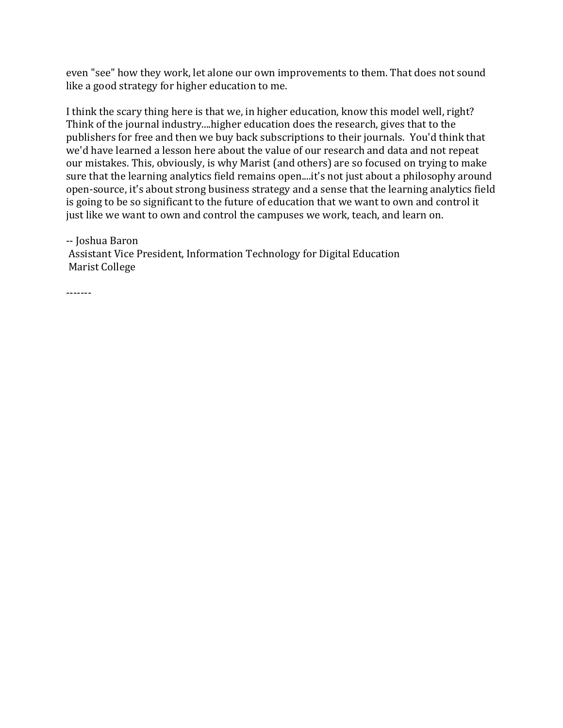even "see" how they work, let alone our own improvements to them. That does not sound like a good strategy for higher education to me.

I think the scary thing here is that we, in higher education, know this model well, right? Think of the journal industry....higher education does the research, gives that to the publishers for free and then we buy back subscriptions to their journals. You'd think that we'd have learned a lesson here about the value of our research and data and not repeat our mistakes. This, obviously, is why Marist (and others) are so focused on trying to make sure that the learning analytics field remains open....it's not just about a philosophy around open-source, it's about strong business strategy and a sense that the learning analytics field is going to be so significant to the future of education that we want to own and control it just like we want to own and control the campuses we work, teach, and learn on.

-- Joshua Baron
Assistant Vice President, Information Technology for Digital Education
Marist College

-------